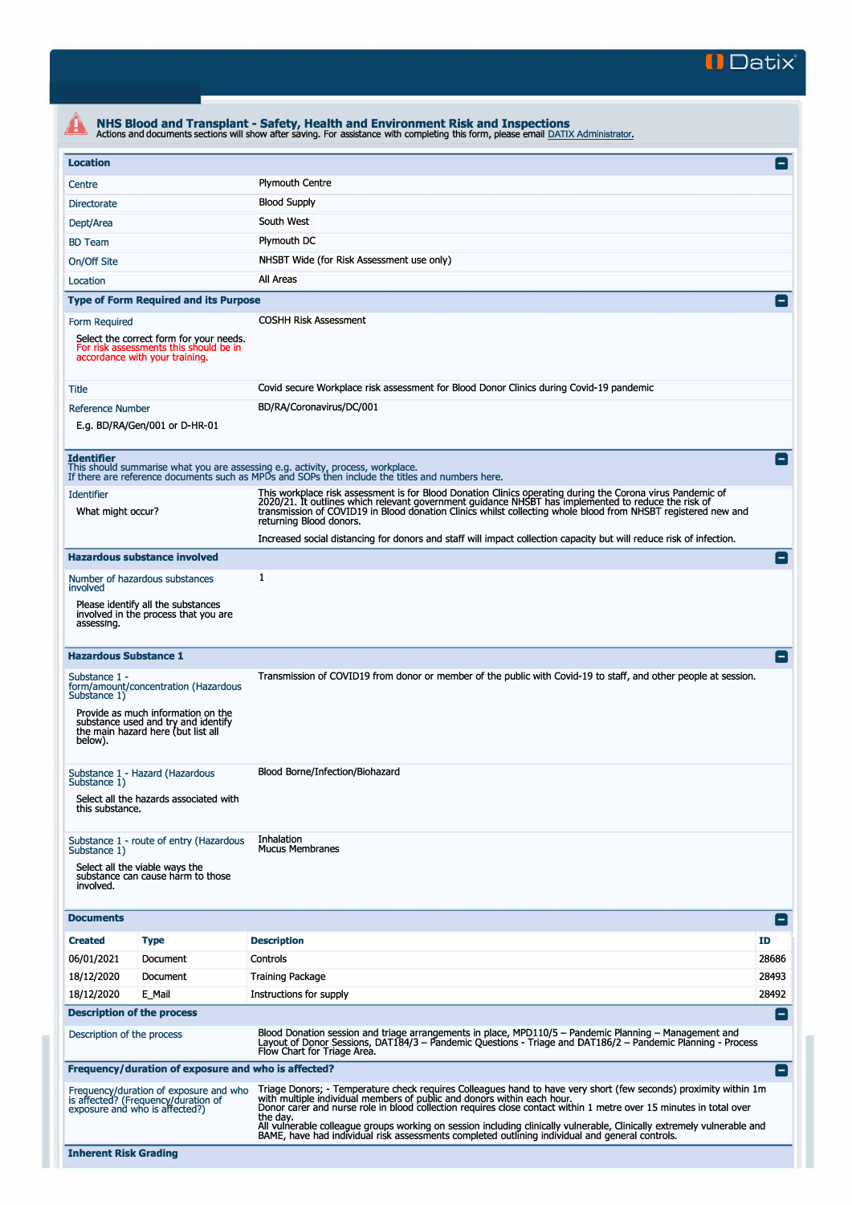# NHS Blood and Transplant - Safety, Health and Environment Risk and Inspections

Actions and documents sections will show after saving. For assistance with completing this form, please email DATIX Administrator.

## Location

| | |
|---|---|
| Centre | Plymouth Centre |
| Directorate | Blood Supply |
| Dept/Area | South West |
| BD Team | Plymouth DC |
| On/Off Site | NHSBT Wide (for Risk Assessment use only) |
| Location | All Areas |

## Type of Form Required and its Purpose

| | |
|---|---|
| Form Required<br><br>Select the correct form for your needs. For risk assessments this should be in accordance with your training. | COSHH Risk Assessment |
| Title | Covid secure Workplace risk assessment for Blood Donor Clinics during Covid-19 pandemic |
| Reference Number<br><br>E.g. BD/RA/Gen/001 or D-HR-01 | BD/RA/Coronavirus/DC/001 |

## Identifier

This should summarise what you are assessing e.g. activity, process, workplace.
If there are reference documents such as MPDs and SOPs then include the titles and numbers here.

| | |
|---|---|
| Identifier<br><br>What might occur? | This workplace risk assessment is for Blood Donation Clinics operating during the Corona virus Pandemic of 2020/21. It outlines which relevant government guidance NHSBT has implemented to reduce the risk of transmission of COVID19 in Blood donation Clinics whilst collecting whole blood from NHSBT registered new and returning Blood donors.<br><br>Increased social distancing for donors and staff will impact collection capacity but will reduce risk of infection. |

## Hazardous substance involved

| | |
|---|---|
| Number of hazardous substances involved<br><br>Please identify all the substances involved in the process that you are assessing. | 1 |

## Hazardous Substance 1

| | |
|---|---|
| Substance 1 - form/amount/concentration (Hazardous Substance 1)<br><br>Provide as much information on the substance used and try and identify the main hazard here (but list all below). | Transmission of COVID19 from donor or member of the public with Covid-19 to staff, and other people at session. |
| Substance 1 - Hazard (Hazardous Substance 1)<br><br>Select all the hazards associated with this substance. | Blood Borne/Infection/Biohazard |
| Substance 1 - route of entry (Hazardous Substance 1)<br><br>Select all the viable ways the substance can cause harm to those involved. | Inhalation<br>Mucus Membranes |

## Documents

| Created | Type | Description | ID |
|---|---|---|---|
| 06/01/2021 | Document | Controls | 28686 |
| 18/12/2020 | Document | Training Package | 28493 |
| 18/12/2020 | E_Mail | Instructions for supply | 28492 |

## Description of the process

| | |
|---|---|
| Description of the process | Blood Donation session and triage arrangements in place, MPD110/5 – Pandemic Planning – Management and Layout of Donor Sessions, DAT184/3 – Pandemic Questions - Triage and DAT186/2 – Pandemic Planning - Process Flow Chart for Triage Area. |

## Frequency/duration of exposure and who is affected?

| | |
|---|---|
| Frequency/duration of exposure and who is affected? (Frequency/duration of exposure and who is affected?) | Triage Donors; - Temperature check requires Colleagues hand to have very short (few seconds) proximity within 1m with multiple individual members of public and donors within each hour.<br>Donor carer and nurse role in blood collection requires close contact within 1 metre over 15 minutes in total over the day.<br>All vulnerable colleague groups working on session including clinically vulnerable, Clinically extremely vulnerable and BAME, have had individual risk assessments completed outlining individual and general controls. |

## Inherent Risk Grading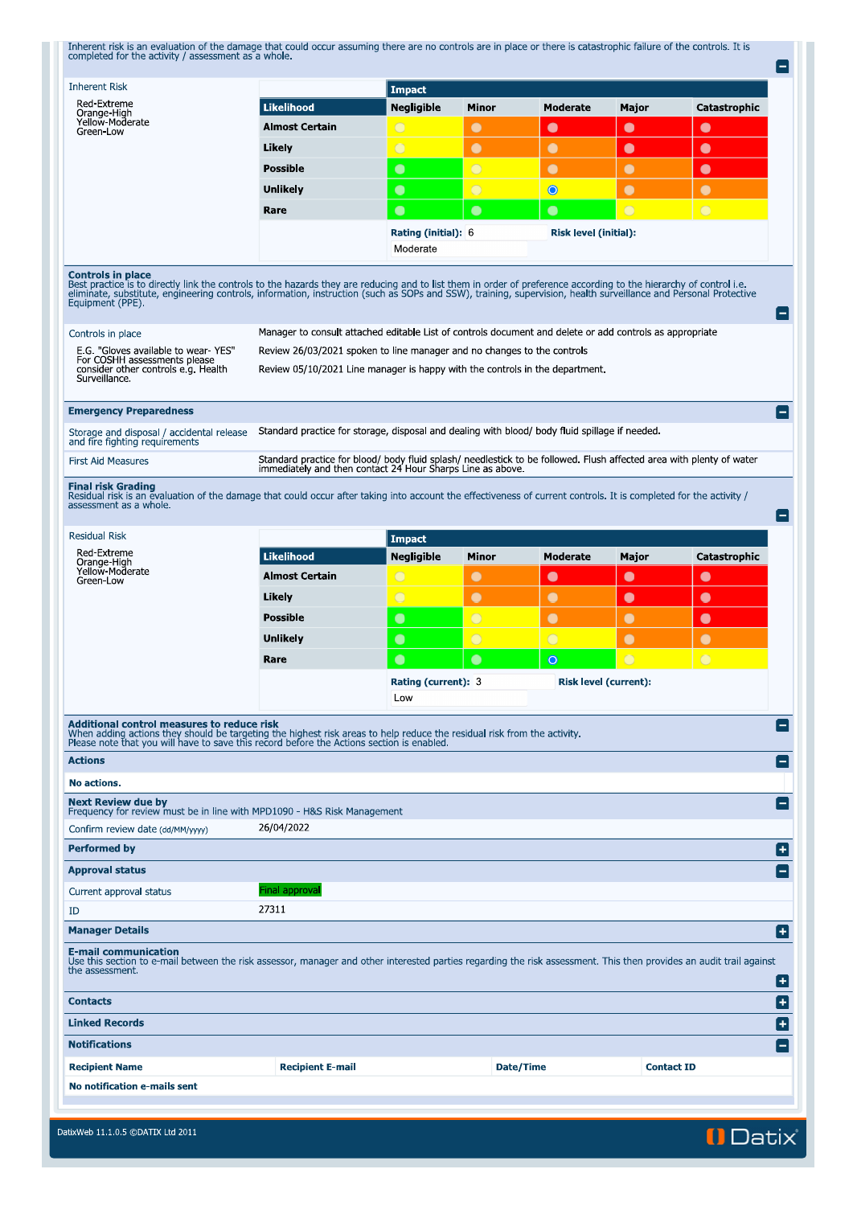Inherent risk is an evaluation of the damage that could occur assuming there are no controls are in place or there is catastrophic failure of the controls. It is completed for the activity / assessment as a whole.

**Inherent Risk**

Red-Extreme
Orange-High
Yellow-Moderate
Green-Low

| Likelihood | Negligible | Minor | Moderate | Major | Catastrophic |
|---|---|---|---|---|---|
| Almost Certain | | | | | |
| Likely | | | | | |
| Possible | | | | | |
| Unlikely | | | ◉ | | |
| Rare | | | | | |

**Rating (initial):** 6  **Risk level (initial):** Moderate

## Controls in place

Best practice is to directly link the controls to the hazards they are reducing and to list them in order of preference according to the hierarchy of control i.e. eliminate, substitute, engineering controls, information, instruction (such as SOPs and SSW), training, supervision, health surveillance and Personal Protective Equipment (PPE).

| | |
|---|---|
| Controls in place<br>E.G. "Gloves available to wear- YES" For COSHH assessments please consider other controls e.g. Health Surveillance. | Manager to consult attached editable List of controls document and delete or add controls as appropriate<br>Review 26/03/2021 spoken to line manager and no changes to the controls<br>Review 05/10/2021 Line manager is happy with the controls in the department. |

## Emergency Preparedness

| | |
|---|---|
| Storage and disposal / accidental release and fire fighting requirements | Standard practice for storage, disposal and dealing with blood/ body fluid spillage if needed. |
| First Aid Measures | Standard practice for blood/ body fluid splash/ needlestick to be followed. Flush affected area with plenty of water immediately and then contact 24 Hour Sharps Line as above. |

## Final risk Grading

Residual risk is an evaluation of the damage that could occur after taking into account the effectiveness of current controls. It is completed for the activity / assessment as a whole.

**Residual Risk**

Red-Extreme
Orange-High
Yellow-Moderate
Green-Low

| Likelihood | Negligible | Minor | Moderate | Major | Catastrophic |
|---|---|---|---|---|---|
| Almost Certain | | | | | |
| Likely | | | | | |
| Possible | | | | | |
| Unlikely | | | | | |
| Rare | | | ◉ | | |

**Rating (current):** 3  **Risk level (current):** Low

## Additional control measures to reduce risk

When adding actions they should be targeting the highest risk areas to help reduce the residual risk from the activity.
Please note that you will have to save this record before the Actions section is enabled.

### Actions

**No actions.**

## Next Review due by

Frequency for review must be in line with MPD1090 - H&S Risk Management

Confirm review date (dd/MM/yyyy): 26/04/2022

## Performed by

## Approval status

| | |
|---|---|
| Current approval status | Final approval |
| ID | 27311 |

## Manager Details

## E-mail communication

Use this section to e-mail between the risk assessor, manager and other interested parties regarding the risk assessment. This then provides an audit trail against the assessment.

## Contacts

## Linked Records

## Notifications

| Recipient Name | Recipient E-mail | Date/Time | Contact ID |
|---|---|---|---|
| **No notification e-mails sent** | | | |

DatixWeb 11.1.0.5 ©DATIX Ltd 2011